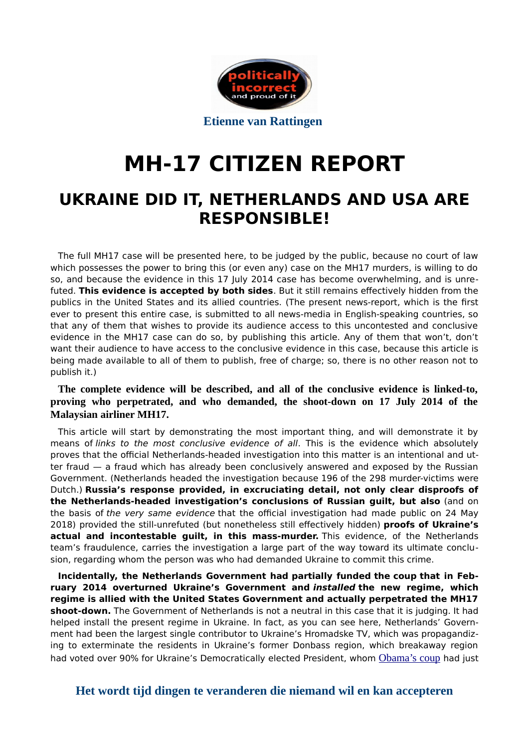politically incorrect and proud of it

**Etienne van Rattingen**

# MH-17 CITIZEN REPORT

## UKRAINE DID IT, NETHERLANDS AND USA ARE RESPONSIBLE!

The full MH17 case will be presented here, to be judged by the public, because no court of law which possesses the power to bring this (or even any) case on the MH17 murders, is willing to do so, and because the evidence in this 17 July 2014 case has become overwhelming, and is unrefuted. **This evidence is accepted by both sides**. But it still remains effectively hidden from the publics in the United States and its allied countries. (The present news-report, which is the first ever to present this entire case, is submitted to all news-media in English-speaking countries, so that any of them that wishes to provide its audience access to this uncontested and conclusive evidence in the MH17 case can do so, by publishing this article. Any of them that won't, don't want their audience to have access to the conclusive evidence in this case, because this article is being made available to all of them to publish, free of charge; so, there is no other reason not to publish it.)

**The complete evidence will be described, and all of the conclusive evidence is linked-to, proving who perpetrated, and who demanded, the shoot-down on 17 July 2014 of the Malaysian airliner MH17.**

This article will start by demonstrating the most important thing, and will demonstrate it by means of *links to the most conclusive evidence of all*. This is the evidence which absolutely proves that the official Netherlands-headed investigation into this matter is an intentional and utter fraud — a fraud which has already been conclusively answered and exposed by the Russian Government. (Netherlands headed the investigation because 196 of the 298 murder-victims were Dutch.) **Russia's response provided, in excruciating detail, not only clear disproofs of the Netherlands-headed investigation's conclusions of Russian guilt, but also** (and on the basis of *the very same evidence* that the official investigation had made public on 24 May 2018) provided the still-unrefuted (but nonetheless still effectively hidden) **proofs of Ukraine's actual and incontestable guilt, in this mass-murder.** This evidence, of the Netherlands team's fraudulence, carries the investigation a large part of the way toward its ultimate conclusion, regarding whom the person was who had demanded Ukraine to commit this crime.

**Incidentally, the Netherlands Government had partially funded the coup that in February 2014 overturned Ukraine's Government and *installed* the new regime, which regime is allied with the United States Government and actually perpetrated the MH17 shoot-down.** The Government of Netherlands is not a neutral in this case that it is judging. It had helped install the present regime in Ukraine. In fact, as you can see here, Netherlands' Government had been the largest single contributor to Ukraine's Hromadske TV, which was propagandizing to exterminate the residents in Ukraine's former Donbass region, which breakaway region had voted over 90% for Ukraine's Democratically elected President, whom Obama's coup had just

**Het wordt tijd dingen te veranderen die niemand wil en kan accepteren**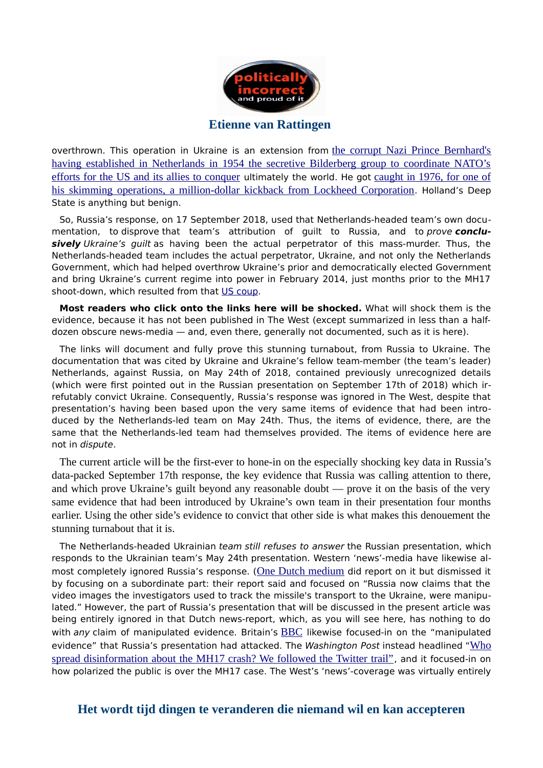overthrown. This operation in Ukraine is an extension from the corrupt Nazi Prince Bernhard's having established in Netherlands in 1954 the secretive Bilderberg group to coordinate NATO's efforts for the US and its allies to conquer ultimately the world. He got caught in 1976, for one of his skimming operations, a million-dollar kickback from Lockheed Corporation. Holland's Deep State is anything but benign.

So, Russia's response, on 17 September 2018, used that Netherlands-headed team's own documentation, to disprove that team's attribution of guilt to Russia, and to *prove* ***conclusively*** *Ukraine's guilt* as having been the actual perpetrator of this mass-murder. Thus, the Netherlands-headed team includes the actual perpetrator, Ukraine, and not only the Netherlands Government, which had helped overthrow Ukraine's prior and democratically elected Government and bring Ukraine's current regime into power in February 2014, just months prior to the MH17 shoot-down, which resulted from that US coup.

**Most readers who click onto the links here will be shocked.** What will shock them is the evidence, because it has not been published in The West (except summarized in less than a half-dozen obscure news-media — and, even there, generally not documented, such as it is here).

The links will document and fully prove this stunning turnabout, from Russia to Ukraine. The documentation that was cited by Ukraine and Ukraine's fellow team-member (the team's leader) Netherlands, against Russia, on May 24th of 2018, contained previously unrecognized details (which were first pointed out in the Russian presentation on September 17th of 2018) which irrefutably convict Ukraine. Consequently, Russia's response was ignored in The West, despite that presentation's having been based upon the very same items of evidence that had been introduced by the Netherlands-led team on May 24th. Thus, the items of evidence, there, are the same that the Netherlands-led team had themselves provided. The items of evidence here are not in *dispute*.

The current article will be the first-ever to hone-in on the especially shocking key data in Russia's data-packed September 17th response, the key evidence that Russia was calling attention to there, and which prove Ukraine's guilt beyond any reasonable doubt — prove it on the basis of the very same evidence that had been introduced by Ukraine's own team in their presentation four months earlier. Using the other side's evidence to convict that other side is what makes this denouement the stunning turnabout that it is.

The Netherlands-headed Ukrainian *team still refuses to answer* the Russian presentation, which responds to the Ukrainian team's May 24th presentation. Western 'news'-media have likewise almost completely ignored Russia's response. (One Dutch medium did report on it but dismissed it by focusing on a subordinate part: their report said and focused on "Russia now claims that the video images the investigators used to track the missile's transport to the Ukraine, were manipulated." However, the part of Russia's presentation that will be discussed in the present article was being entirely ignored in that Dutch news-report, which, as you will see here, has nothing to do with *any* claim of manipulated evidence. Britain's BBC likewise focused-in on the "manipulated evidence" that Russia's presentation had attacked. The *Washington Post* instead headlined "Who spread disinformation about the MH17 crash? We followed the Twitter trail", and it focused-in on how polarized the public is over the MH17 case. The West's 'news'-coverage was virtually entirely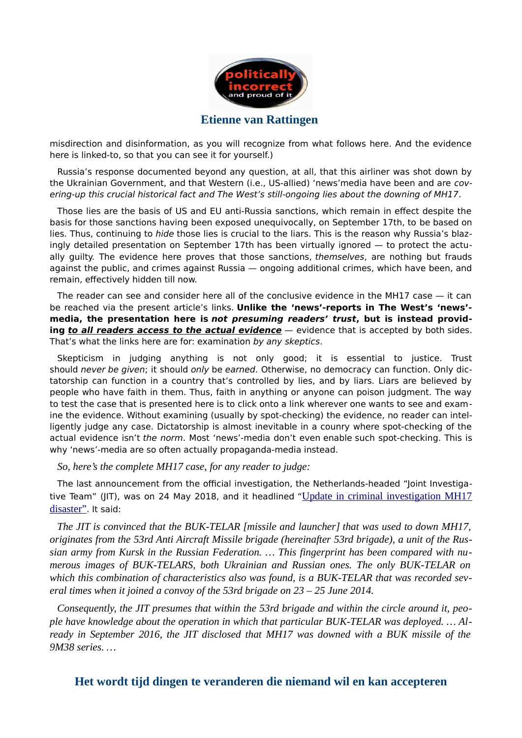misdirection and disinformation, as you will recognize from what follows here. And the evidence here is linked-to, so that you can see it for yourself.)

Russia's response documented beyond any question, at all, that this airliner was shot down by the Ukrainian Government, and that Western (i.e., US-allied) 'news'media have been and are *covering-up this crucial historical fact and The West's still-ongoing lies about the downing of MH17*.

Those lies are the basis of US and EU anti-Russia sanctions, which remain in effect despite the basis for those sanctions having been exposed unequivocally, on September 17th, to be based on lies. Thus, continuing to *hide* those lies is crucial to the liars. This is the reason why Russia's blazingly detailed presentation on September 17th has been virtually ignored — to protect the actually guilty. The evidence here proves that those sanctions, *themselves*, are nothing but frauds against the public, and crimes against Russia — ongoing additional crimes, which have been, and remain, effectively hidden till now.

The reader can see and consider here all of the conclusive evidence in the MH17 case — it can be reached via the present article's links. **Unlike the 'news'-reports in The West's 'news'-media, the presentation here is *not presuming readers' trust*, but is instead providing *to all readers access to the actual evidence*** — evidence that is accepted by both sides. That's what the links here are for: examination *by any skeptics*.

Skepticism in judging anything is not only good; it is essential to justice. Trust should *never be given*; it should *only* be *earned*. Otherwise, no democracy can function. Only dictatorship can function in a country that's controlled by lies, and by liars. Liars are believed by people who have faith in them. Thus, faith in anything or anyone can poison judgment. The way to test the case that is presented here is to click onto a link wherever one wants to see and examine the evidence. Without examining (usually by spot-checking) the evidence, no reader can intelligently judge any case. Dictatorship is almost inevitable in a counry where spot-checking of the actual evidence isn't *the norm*. Most 'news'-media don't even enable such spot-checking. This is why 'news'-media are so often actually propaganda-media instead.

*So, here's the complete MH17 case, for any reader to judge:*

The last announcement from the official investigation, the Netherlands-headed "Joint Investigative Team" (JIT), was on 24 May 2018, and it headlined "Update in criminal investigation MH17 disaster". It said:

*The JIT is convinced that the BUK-TELAR [missile and launcher] that was used to down MH17, originates from the 53rd Anti Aircraft Missile brigade (hereinafter 53rd brigade), a unit of the Russian army from Kursk in the Russian Federation. … This fingerprint has been compared with numerous images of BUK-TELARS, both Ukrainian and Russian ones. The only BUK-TELAR on which this combination of characteristics also was found, is a BUK-TELAR that was recorded several times when it joined a convoy of the 53rd brigade on 23 – 25 June 2014.*

*Consequently, the JIT presumes that within the 53rd brigade and within the circle around it, people have knowledge about the operation in which that particular BUK-TELAR was deployed. … Already in September 2016, the JIT disclosed that MH17 was downed with a BUK missile of the 9M38 series. …*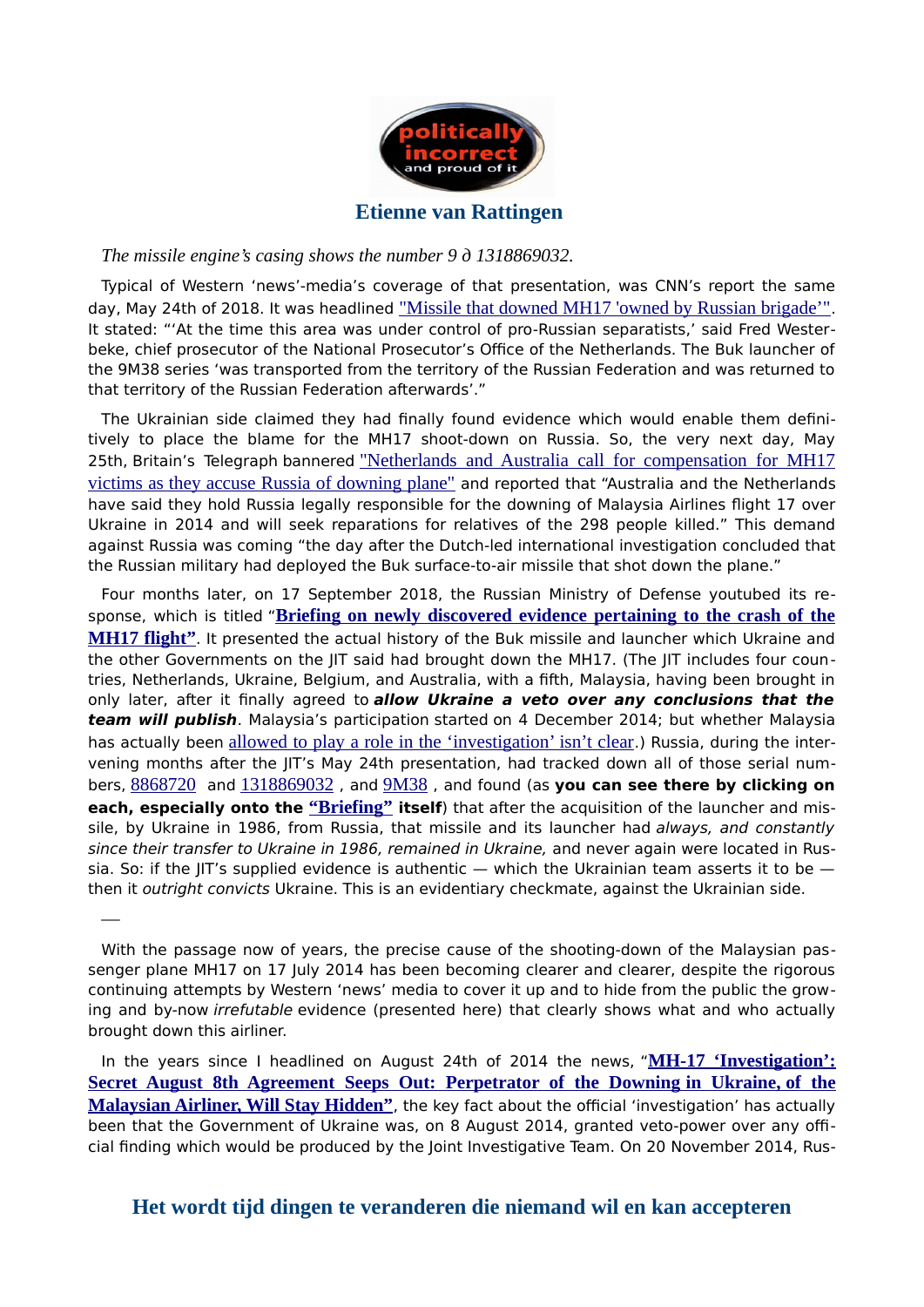*The missile engine's casing shows the number 9 ∂ 1318869032.*

Typical of Western 'news'-media's coverage of that presentation, was CNN's report the same day, May 24th of 2018. It was headlined "Missile that downed MH17 'owned by Russian brigade'". It stated: "'At the time this area was under control of pro-Russian separatists,' said Fred Westerbeke, chief prosecutor of the National Prosecutor's Office of the Netherlands. The Buk launcher of the 9M38 series 'was transported from the territory of the Russian Federation and was returned to that territory of the Russian Federation afterwards'."

The Ukrainian side claimed they had finally found evidence which would enable them definitively to place the blame for the MH17 shoot-down on Russia. So, the very next day, May 25th, Britain's Telegraph bannered "Netherlands and Australia call for compensation for MH17 victims as they accuse Russia of downing plane" and reported that "Australia and the Netherlands have said they hold Russia legally responsible for the downing of Malaysia Airlines flight 17 over Ukraine in 2014 and will seek reparations for relatives of the 298 people killed." This demand against Russia was coming "the day after the Dutch-led international investigation concluded that the Russian military had deployed the Buk surface-to-air missile that shot down the plane."

Four months later, on 17 September 2018, the Russian Ministry of Defense youtubed its response, which is titled "**Briefing on newly discovered evidence pertaining to the crash of the MH17 flight"**. It presented the actual history of the Buk missile and launcher which Ukraine and the other Governments on the JIT said had brought down the MH17. (The JIT includes four countries, Netherlands, Ukraine, Belgium, and Australia, with a fifth, Malaysia, having been brought in only later, after it finally agreed to ***allow Ukraine a veto over any conclusions that the team will publish***. Malaysia's participation started on 4 December 2014; but whether Malaysia has actually been allowed to play a role in the 'investigation' isn't clear.) Russia, during the intervening months after the JIT's May 24th presentation, had tracked down all of those serial numbers, 8868720 and 1318869032 , and 9M38 , and found (as **you can see there by clicking on each, especially onto the "Briefing" itself**) that after the acquisition of the launcher and missile, by Ukraine in 1986, from Russia, that missile and its launcher had *always, and constantly since their transfer to Ukraine in 1986, remained in Ukraine,* and never again were located in Russia. So: if the JIT's supplied evidence is authentic — which the Ukrainian team asserts it to be — then it *outright convicts* Ukraine. This is an evidentiary checkmate, against the Ukrainian side.

—

With the passage now of years, the precise cause of the shooting-down of the Malaysian passenger plane MH17 on 17 July 2014 has been becoming clearer and clearer, despite the rigorous continuing attempts by Western 'news' media to cover it up and to hide from the public the growing and by-now *irrefutable* evidence (presented here) that clearly shows what and who actually brought down this airliner.

In the years since I headlined on August 24th of 2014 the news, "**MH-17 'Investigation': Secret August 8th Agreement Seeps Out: Perpetrator of the Downing in Ukraine, of the Malaysian Airliner, Will Stay Hidden"**, the key fact about the official 'investigation' has actually been that the Government of Ukraine was, on 8 August 2014, granted veto-power over any official finding which would be produced by the Joint Investigative Team. On 20 November 2014, Rus-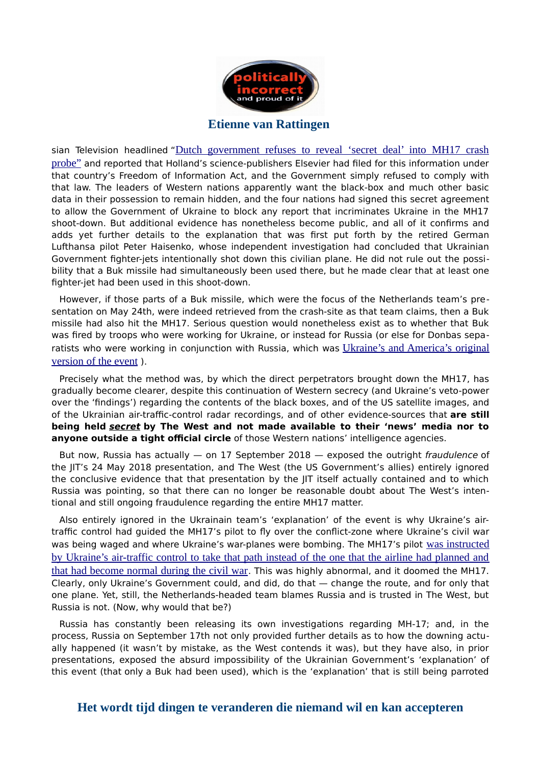sian Television headlined "Dutch government refuses to reveal 'secret deal' into MH17 crash probe" and reported that Holland's science-publishers Elsevier had filed for this information under that country's Freedom of Information Act, and the Government simply refused to comply with that law. The leaders of Western nations apparently want the black-box and much other basic data in their possession to remain hidden, and the four nations had signed this secret agreement to allow the Government of Ukraine to block any report that incriminates Ukraine in the MH17 shoot-down. But additional evidence has nonetheless become public, and all of it confirms and adds yet further details to the explanation that was first put forth by the retired German Lufthansa pilot Peter Haisenko, whose independent investigation had concluded that Ukrainian Government fighter-jets intentionally shot down this civilian plane. He did not rule out the possibility that a Buk missile had simultaneously been used there, but he made clear that at least one fighter-jet had been used in this shoot-down.

However, if those parts of a Buk missile, which were the focus of the Netherlands team's presentation on May 24th, were indeed retrieved from the crash-site as that team claims, then a Buk missile had also hit the MH17. Serious question would nonetheless exist as to whether that Buk was fired by troops who were working for Ukraine, or instead for Russia (or else for Donbas separatists who were working in conjunction with Russia, which was Ukraine's and America's original version of the event ).

Precisely what the method was, by which the direct perpetrators brought down the MH17, has gradually become clearer, despite this continuation of Western secrecy (and Ukraine's veto-power over the 'findings') regarding the contents of the black boxes, and of the US satellite images, and of the Ukrainian air-traffic-control radar recordings, and of other evidence-sources that **are still being held *secret* by The West and not made available to their 'news' media nor to anyone outside a tight official circle** of those Western nations' intelligence agencies.

But now, Russia has actually — on 17 September 2018 — exposed the outright *fraudulence* of the JIT's 24 May 2018 presentation, and The West (the US Government's allies) entirely ignored the conclusive evidence that that presentation by the JIT itself actually contained and to which Russia was pointing, so that there can no longer be reasonable doubt about The West's intentional and still ongoing fraudulence regarding the entire MH17 matter.

Also entirely ignored in the Ukrainain team's 'explanation' of the event is why Ukraine's air-traffic control had guided the MH17's pilot to fly over the conflict-zone where Ukraine's civil war was being waged and where Ukraine's war-planes were bombing. The MH17's pilot was instructed by Ukraine's air-traffic control to take that path instead of the one that the airline had planned and that had become normal during the civil war. This was highly abnormal, and it doomed the MH17. Clearly, only Ukraine's Government could, and did, do that — change the route, and for only that one plane. Yet, still, the Netherlands-headed team blames Russia and is trusted in The West, but Russia is not. (Now, why would that be?)

Russia has constantly been releasing its own investigations regarding MH-17; and, in the process, Russia on September 17th not only provided further details as to how the downing actually happened (it wasn't by mistake, as the West contends it was), but they have also, in prior presentations, exposed the absurd impossibility of the Ukrainian Government's 'explanation' of this event (that only a Buk had been used), which is the 'explanation' that is still being parroted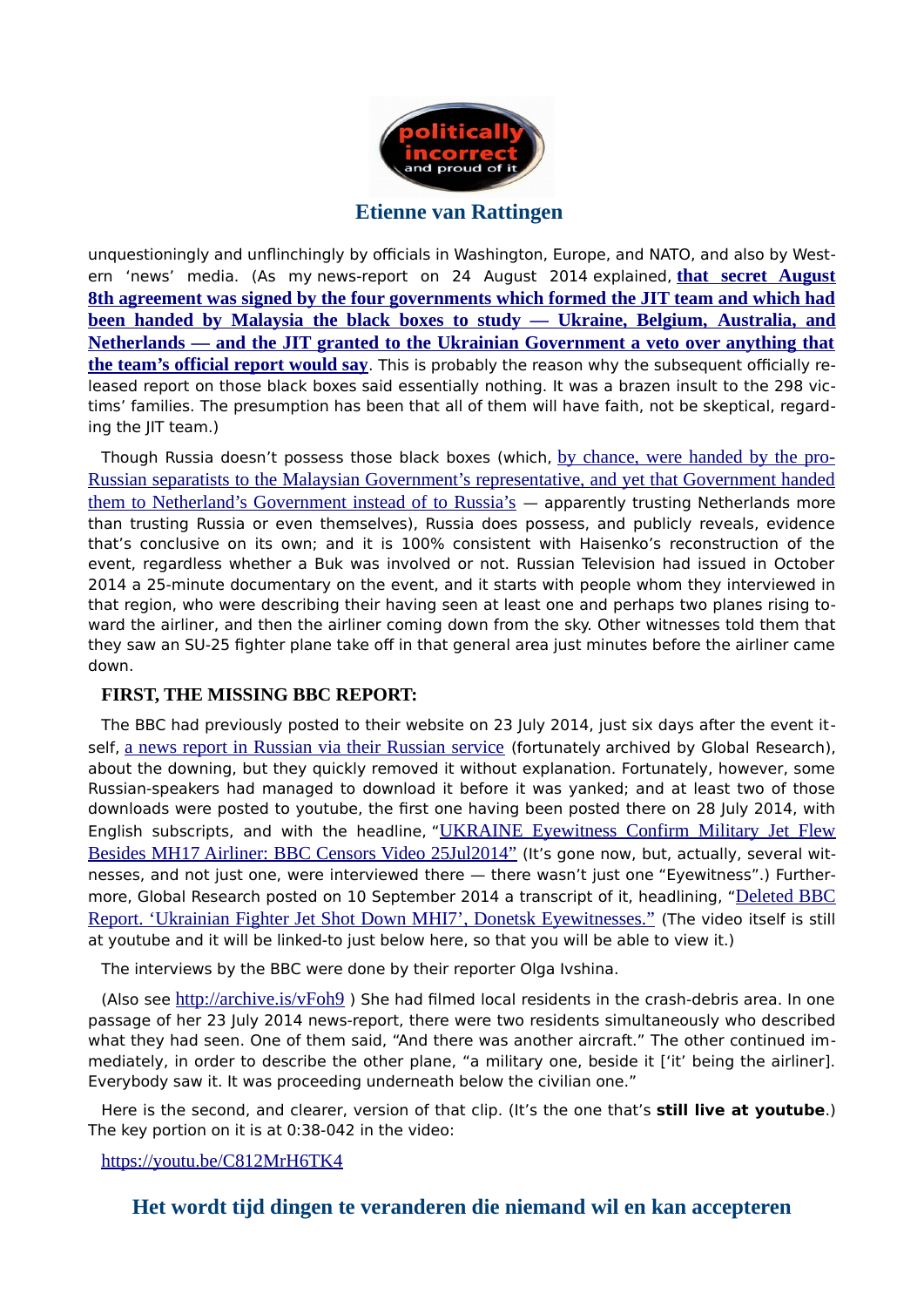unquestioningly and unflinchingly by officials in Washington, Europe, and NATO, and also by Western 'news' media. (As my news-report on 24 August 2014 explained, **that secret August 8th agreement was signed by the four governments which formed the JIT team and which had been handed by Malaysia the black boxes to study — Ukraine, Belgium, Australia, and Netherlands — and the JIT granted to the Ukrainian Government a veto over anything that the team's official report would say**. This is probably the reason why the subsequent officially released report on those black boxes said essentially nothing. It was a brazen insult to the 298 victims' families. The presumption has been that all of them will have faith, not be skeptical, regarding the JIT team.)

Though Russia doesn't possess those black boxes (which, by chance, were handed by the pro-Russian separatists to the Malaysian Government's representative, and yet that Government handed them to Netherland's Government instead of to Russia's — apparently trusting Netherlands more than trusting Russia or even themselves), Russia does possess, and publicly reveals, evidence that's conclusive on its own; and it is 100% consistent with Haisenko's reconstruction of the event, regardless whether a Buk was involved or not. Russian Television had issued in October 2014 a 25-minute documentary on the event, and it starts with people whom they interviewed in that region, who were describing their having seen at least one and perhaps two planes rising toward the airliner, and then the airliner coming down from the sky. Other witnesses told them that they saw an SU-25 fighter plane take off in that general area just minutes before the airliner came down.

**FIRST, THE MISSING BBC REPORT:**

The BBC had previously posted to their website on 23 July 2014, just six days after the event itself, a news report in Russian via their Russian service (fortunately archived by Global Research), about the downing, but they quickly removed it without explanation. Fortunately, however, some Russian-speakers had managed to download it before it was yanked; and at least two of those downloads were posted to youtube, the first one having been posted there on 28 July 2014, with English subscripts, and with the headline, "UKRAINE Eyewitness Confirm Military Jet Flew Besides MH17 Airliner: BBC Censors Video 25Jul2014" (It's gone now, but, actually, several witnesses, and not just one, were interviewed there — there wasn't just one "Eyewitness".) Furthermore, Global Research posted on 10 September 2014 a transcript of it, headlining, "Deleted BBC Report. 'Ukrainian Fighter Jet Shot Down MHI7', Donetsk Eyewitnesses." (The video itself is still at youtube and it will be linked-to just below here, so that you will be able to view it.)

The interviews by the BBC were done by their reporter Olga Ivshina.

(Also see http://archive.is/vFoh9 ) She had filmed local residents in the crash-debris area. In one passage of her 23 July 2014 news-report, there were two residents simultaneously who described what they had seen. One of them said, "And there was another aircraft." The other continued immediately, in order to describe the other plane, "a military one, beside it ['it' being the airliner]. Everybody saw it. It was proceeding underneath below the civilian one."

Here is the second, and clearer, version of that clip. (It's the one that's **still live at youtube**.) The key portion on it is at 0:38-042 in the video:

https://youtu.be/C812MrH6TK4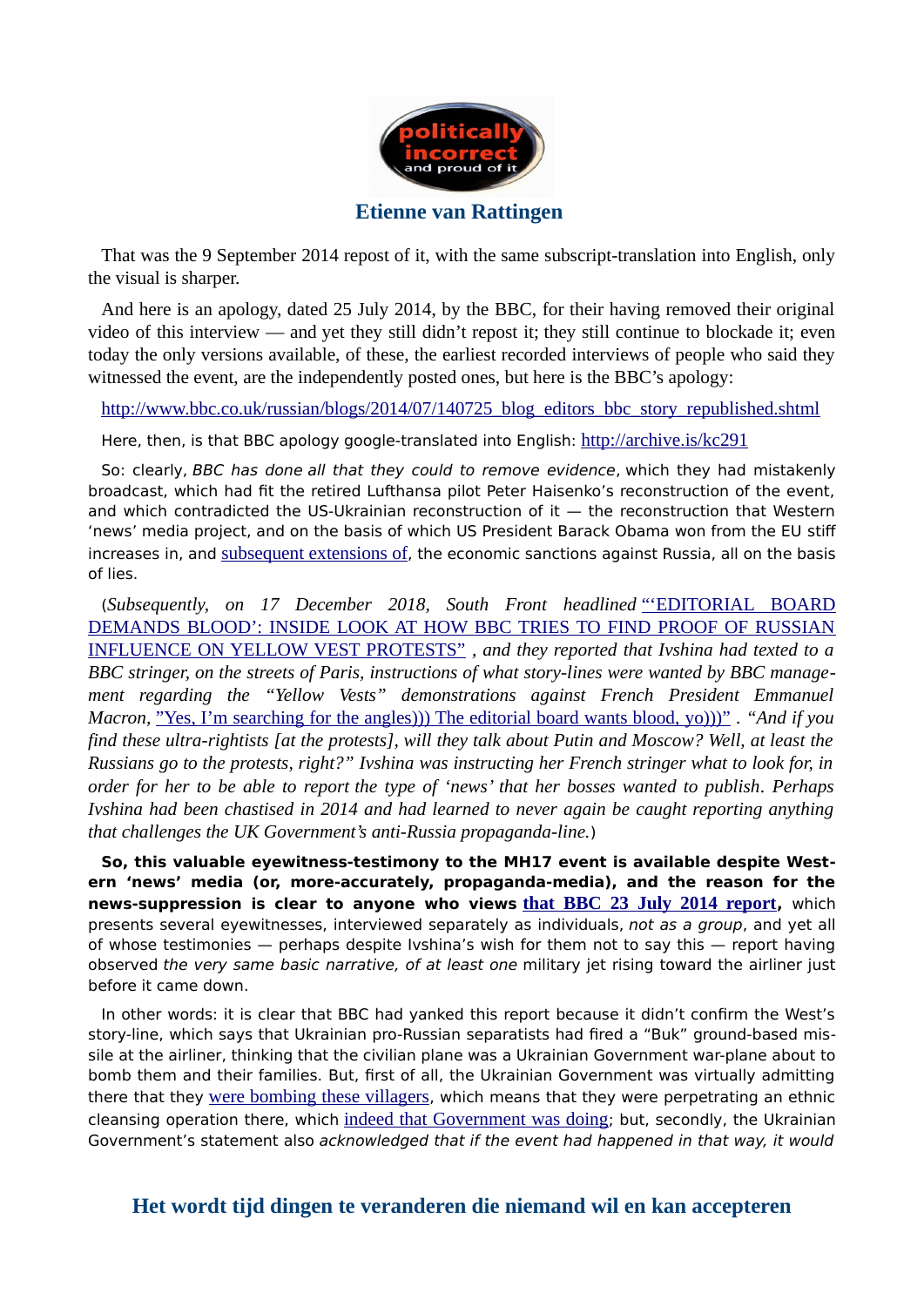That was the 9 September 2014 repost of it, with the same subscript-translation into English, only the visual is sharper.

And here is an apology, dated 25 July 2014, by the BBC, for their having removed their original video of this interview — and yet they still didn't repost it; they still continue to blockade it; even today the only versions available, of these, the earliest recorded interviews of people who said they witnessed the event, are the independently posted ones, but here is the BBC's apology:

http://www.bbc.co.uk/russian/blogs/2014/07/140725_blog_editors_bbc_story_republished.shtml

Here, then, is that BBC apology google-translated into English: http://archive.is/kc291

So: clearly, *BBC has done all that they could to remove evidence*, which they had mistakenly broadcast, which had fit the retired Lufthansa pilot Peter Haisenko's reconstruction of the event, and which contradicted the US-Ukrainian reconstruction of it — the reconstruction that Western 'news' media project, and on the basis of which US President Barack Obama won from the EU stiff increases in, and subsequent extensions of, the economic sanctions against Russia, all on the basis of lies.

(*Subsequently, on 17 December 2018, South Front headlined* "'EDITORIAL BOARD DEMANDS BLOOD': INSIDE LOOK AT HOW BBC TRIES TO FIND PROOF OF RUSSIAN INFLUENCE ON YELLOW VEST PROTESTS" *, and they reported that Ivshina had texted to a BBC stringer, on the streets of Paris, instructions of what story-lines were wanted by BBC management regarding the "Yellow Vests" demonstrations against French President Emmanuel Macron,* "Yes, I'm searching for the angles))) The editorial board wants blood, yo)))" *. "And if you find these ultra-rightists [at the protests], will they talk about Putin and Moscow? Well, at least the Russians go to the protests, right?" Ivshina was instructing her French stringer what to look for, in order for her to be able to report the type of 'news' that her bosses wanted to publish. Perhaps Ivshina had been chastised in 2014 and had learned to never again be caught reporting anything that challenges the UK Government's anti-Russia propaganda-line.*)

**So, this valuable eyewitness-testimony to the MH17 event is available despite Western 'news' media (or, more-accurately, propaganda-media), and the reason for the news-suppression is clear to anyone who views that BBC 23 July 2014 report,** which presents several eyewitnesses, interviewed separately as individuals, *not as a group*, and yet all of whose testimonies — perhaps despite Ivshina's wish for them not to say this — report having observed *the very same basic narrative, of at least one* military jet rising toward the airliner just before it came down.

In other words: it is clear that BBC had yanked this report because it didn't confirm the West's story-line, which says that Ukrainian pro-Russian separatists had fired a "Buk" ground-based missile at the airliner, thinking that the civilian plane was a Ukrainian Government war-plane about to bomb them and their families. But, first of all, the Ukrainian Government was virtually admitting there that they were bombing these villagers, which means that they were perpetrating an ethnic cleansing operation there, which indeed that Government was doing; but, secondly, the Ukrainian Government's statement also *acknowledged that if the event had happened in that way, it would*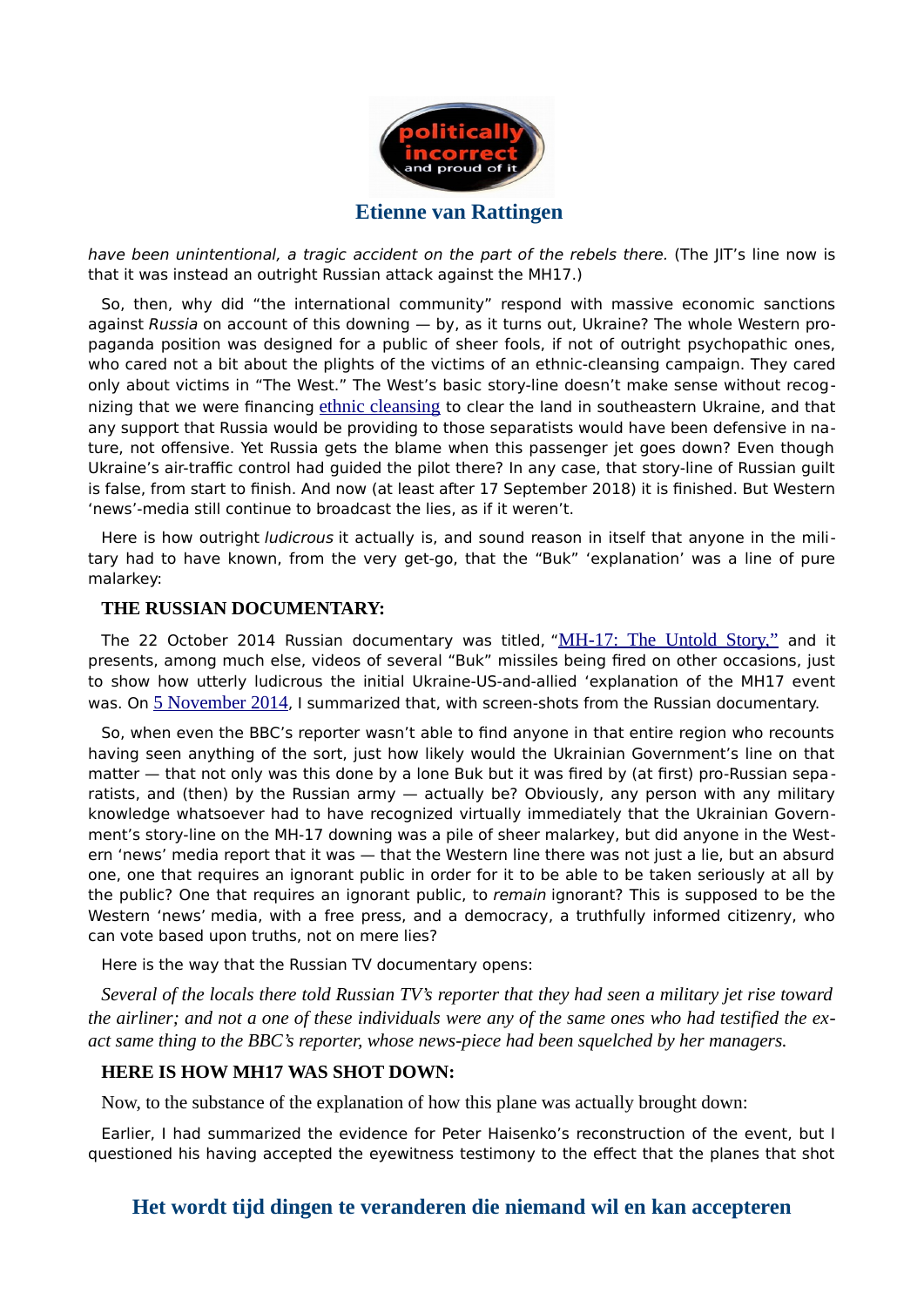*have been unintentional, a tragic accident on the part of the rebels there.* (The JIT's line now is that it was instead an outright Russian attack against the MH17.)

So, then, why did "the international community" respond with massive economic sanctions against *Russia* on account of this downing — by, as it turns out, Ukraine? The whole Western propaganda position was designed for a public of sheer fools, if not of outright psychopathic ones, who cared not a bit about the plights of the victims of an ethnic-cleansing campaign. They cared only about victims in "The West." The West's basic story-line doesn't make sense without recognizing that we were financing ethnic cleansing to clear the land in southeastern Ukraine, and that any support that Russia would be providing to those separatists would have been defensive in nature, not offensive. Yet Russia gets the blame when this passenger jet goes down? Even though Ukraine's air-traffic control had guided the pilot there? In any case, that story-line of Russian guilt is false, from start to finish. And now (at least after 17 September 2018) it is finished. But Western 'news'-media still continue to broadcast the lies, as if it weren't.

Here is how outright *ludicrous* it actually is, and sound reason in itself that anyone in the military had to have known, from the very get-go, that the "Buk" 'explanation' was a line of pure malarkey:

### THE RUSSIAN DOCUMENTARY:

The 22 October 2014 Russian documentary was titled, "MH-17: The Untold Story," and it presents, among much else, videos of several "Buk" missiles being fired on other occasions, just to show how utterly ludicrous the initial Ukraine-US-and-allied 'explanation of the MH17 event was. On 5 November 2014, I summarized that, with screen-shots from the Russian documentary.

So, when even the BBC's reporter wasn't able to find anyone in that entire region who recounts having seen anything of the sort, just how likely would the Ukrainian Government's line on that matter — that not only was this done by a lone Buk but it was fired by (at first) pro-Russian separatists, and (then) by the Russian army — actually be? Obviously, any person with any military knowledge whatsoever had to have recognized virtually immediately that the Ukrainian Government's story-line on the MH-17 downing was a pile of sheer malarkey, but did anyone in the Western 'news' media report that it was — that the Western line there was not just a lie, but an absurd one, one that requires an ignorant public in order for it to be able to be taken seriously at all by the public? One that requires an ignorant public, to *remain* ignorant? This is supposed to be the Western 'news' media, with a free press, and a democracy, a truthfully informed citizenry, who can vote based upon truths, not on mere lies?

Here is the way that the Russian TV documentary opens:

*Several of the locals there told Russian TV's reporter that they had seen a military jet rise toward the airliner; and not a one of these individuals were any of the same ones who had testified the exact same thing to the BBC's reporter, whose news-piece had been squelched by her managers.*

### HERE IS HOW MH17 WAS SHOT DOWN:

Now, to the substance of the explanation of how this plane was actually brought down:

Earlier, I had summarized the evidence for Peter Haisenko's reconstruction of the event, but I questioned his having accepted the eyewitness testimony to the effect that the planes that shot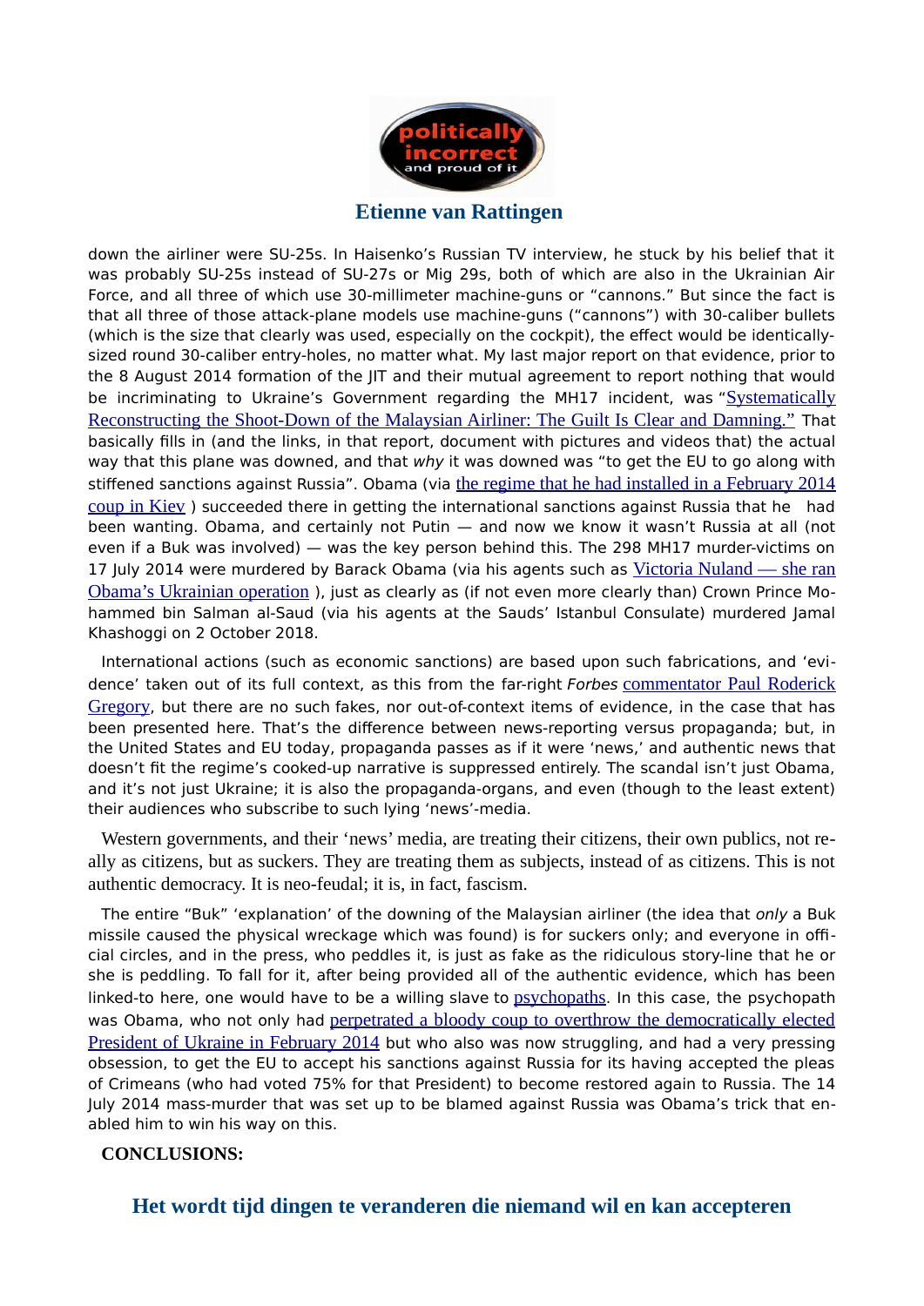down the airliner were SU-25s. In Haisenko's Russian TV interview, he stuck by his belief that it was probably SU-25s instead of SU-27s or Mig 29s, both of which are also in the Ukrainian Air Force, and all three of which use 30-millimeter machine-guns or "cannons." But since the fact is that all three of those attack-plane models use machine-guns ("cannons") with 30-caliber bullets (which is the size that clearly was used, especially on the cockpit), the effect would be identically-sized round 30-caliber entry-holes, no matter what. My last major report on that evidence, prior to the 8 August 2014 formation of the JIT and their mutual agreement to report nothing that would be incriminating to Ukraine's Government regarding the MH17 incident, was "Systematically Reconstructing the Shoot-Down of the Malaysian Airliner: The Guilt Is Clear and Damning." That basically fills in (and the links, in that report, document with pictures and videos that) the actual way that this plane was downed, and that *why* it was downed was "to get the EU to go along with stiffened sanctions against Russia". Obama (via the regime that he had installed in a February 2014 coup in Kiev ) succeeded there in getting the international sanctions against Russia that he had been wanting. Obama, and certainly not Putin — and now we know it wasn't Russia at all (not even if a Buk was involved) — was the key person behind this. The 298 MH17 murder-victims on 17 July 2014 were murdered by Barack Obama (via his agents such as Victoria Nuland — she ran Obama's Ukrainian operation ), just as clearly as (if not even more clearly than) Crown Prince Mohammed bin Salman al-Saud (via his agents at the Sauds' Istanbul Consulate) murdered Jamal Khashoggi on 2 October 2018.

International actions (such as economic sanctions) are based upon such fabrications, and 'evidence' taken out of its full context, as this from the far-right *Forbes* commentator Paul Roderick Gregory, but there are no such fakes, nor out-of-context items of evidence, in the case that has been presented here. That's the difference between news-reporting versus propaganda; but, in the United States and EU today, propaganda passes as if it were 'news,' and authentic news that doesn't fit the regime's cooked-up narrative is suppressed entirely. The scandal isn't just Obama, and it's not just Ukraine; it is also the propaganda-organs, and even (though to the least extent) their audiences who subscribe to such lying 'news'-media.

Western governments, and their 'news' media, are treating their citizens, their own publics, not really as citizens, but as suckers. They are treating them as subjects, instead of as citizens. This is not authentic democracy. It is neo-feudal; it is, in fact, fascism.

The entire "Buk" 'explanation' of the downing of the Malaysian airliner (the idea that *only* a Buk missile caused the physical wreckage which was found) is for suckers only; and everyone in official circles, and in the press, who peddles it, is just as fake as the ridiculous story-line that he or she is peddling. To fall for it, after being provided all of the authentic evidence, which has been linked-to here, one would have to be a willing slave to psychopaths. In this case, the psychopath was Obama, who not only had perpetrated a bloody coup to overthrow the democratically elected President of Ukraine in February 2014 but who also was now struggling, and had a very pressing obsession, to get the EU to accept his sanctions against Russia for its having accepted the pleas of Crimeans (who had voted 75% for that President) to become restored again to Russia. The 14 July 2014 mass-murder that was set up to be blamed against Russia was Obama's trick that enabled him to win his way on this.

**CONCLUSIONS:**

## Het wordt tijd dingen te veranderen die niemand wil en kan accepteren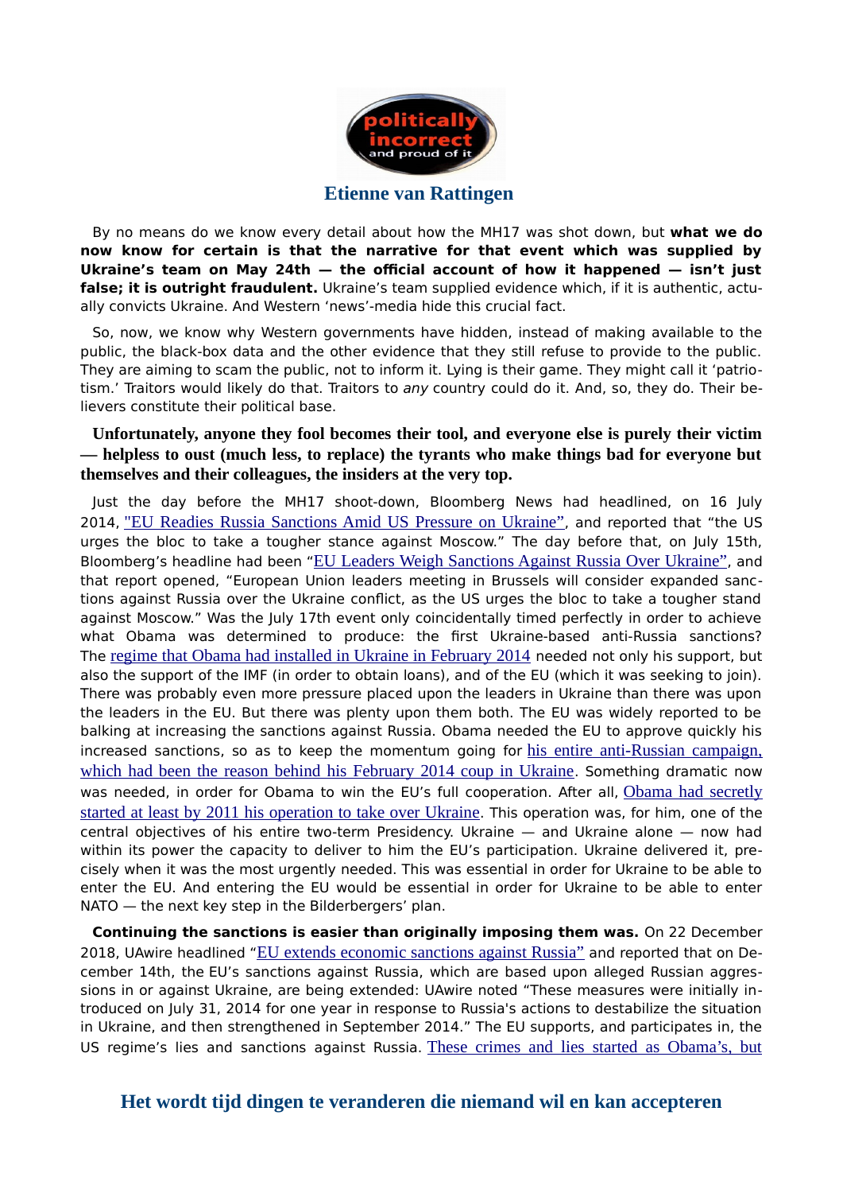**Etienne van Rattingen**

By no means do we know every detail about how the MH17 was shot down, but **what we do now know for certain is that the narrative for that event which was supplied by Ukraine's team on May 24th — the official account of how it happened — isn't just false; it is outright fraudulent.** Ukraine's team supplied evidence which, if it is authentic, actually convicts Ukraine. And Western 'news'-media hide this crucial fact.

So, now, we know why Western governments have hidden, instead of making available to the public, the black-box data and the other evidence that they still refuse to provide to the public. They are aiming to scam the public, not to inform it. Lying is their game. They might call it 'patriotism.' Traitors would likely do that. Traitors to *any* country could do it. And, so, they do. Their believers constitute their political base.

**Unfortunately, anyone they fool becomes their tool, and everyone else is purely their victim — helpless to oust (much less, to replace) the tyrants who make things bad for everyone but themselves and their colleagues, the insiders at the very top.**

Just the day before the MH17 shoot-down, Bloomberg News had headlined, on 16 July 2014, "EU Readies Russia Sanctions Amid US Pressure on Ukraine", and reported that "the US urges the bloc to take a tougher stance against Moscow." The day before that, on July 15th, Bloomberg's headline had been "EU Leaders Weigh Sanctions Against Russia Over Ukraine", and that report opened, "European Union leaders meeting in Brussels will consider expanded sanctions against Russia over the Ukraine conflict, as the US urges the bloc to take a tougher stand against Moscow." Was the July 17th event only coincidentally timed perfectly in order to achieve what Obama was determined to produce: the first Ukraine-based anti-Russia sanctions? The regime that Obama had installed in Ukraine in February 2014 needed not only his support, but also the support of the IMF (in order to obtain loans), and of the EU (which it was seeking to join). There was probably even more pressure placed upon the leaders in Ukraine than there was upon the leaders in the EU. But there was plenty upon them both. The EU was widely reported to be balking at increasing the sanctions against Russia. Obama needed the EU to approve quickly his increased sanctions, so as to keep the momentum going for his entire anti-Russian campaign, which had been the reason behind his February 2014 coup in Ukraine. Something dramatic now was needed, in order for Obama to win the EU's full cooperation. After all, Obama had secretly started at least by 2011 his operation to take over Ukraine. This operation was, for him, one of the central objectives of his entire two-term Presidency. Ukraine — and Ukraine alone — now had within its power the capacity to deliver to him the EU's participation. Ukraine delivered it, precisely when it was the most urgently needed. This was essential in order for Ukraine to be able to enter the EU. And entering the EU would be essential in order for Ukraine to be able to enter NATO — the next key step in the Bilderbergers' plan.

**Continuing the sanctions is easier than originally imposing them was.** On 22 December 2018, UAwire headlined "EU extends economic sanctions against Russia" and reported that on December 14th, the EU's sanctions against Russia, which are based upon alleged Russian aggressions in or against Ukraine, are being extended: UAwire noted "These measures were initially introduced on July 31, 2014 for one year in response to Russia's actions to destabilize the situation in Ukraine, and then strengthened in September 2014." The EU supports, and participates in, the US regime's lies and sanctions against Russia. These crimes and lies started as Obama's, but

**Het wordt tijd dingen te veranderen die niemand wil en kan accepteren**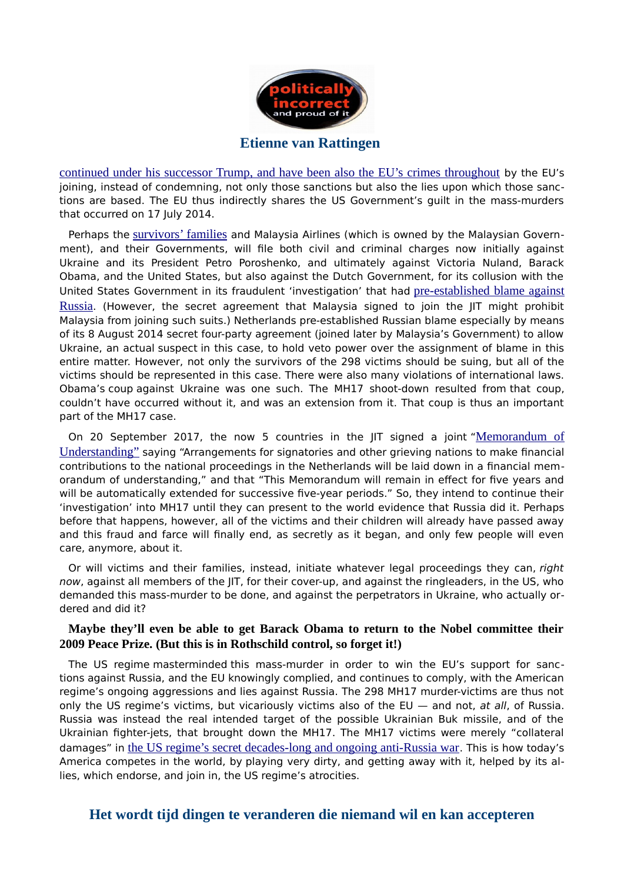continued under his successor Trump, and have been also the EU's crimes throughout by the EU's joining, instead of condemning, not only those sanctions but also the lies upon which those sanctions are based. The EU thus indirectly shares the US Government's guilt in the mass-murders that occurred on 17 July 2014.

Perhaps the survivors' families and Malaysia Airlines (which is owned by the Malaysian Government), and their Governments, will file both civil and criminal charges now initially against Ukraine and its President Petro Poroshenko, and ultimately against Victoria Nuland, Barack Obama, and the United States, but also against the Dutch Government, for its collusion with the United States Government in its fraudulent 'investigation' that had pre-established blame against Russia. (However, the secret agreement that Malaysia signed to join the JIT might prohibit Malaysia from joining such suits.) Netherlands pre-established Russian blame especially by means of its 8 August 2014 secret four-party agreement (joined later by Malaysia's Government) to allow Ukraine, an actual suspect in this case, to hold veto power over the assignment of blame in this entire matter. However, not only the survivors of the 298 victims should be suing, but all of the victims should be represented in this case. There were also many violations of international laws. Obama's coup against Ukraine was one such. The MH17 shoot-down resulted from that coup, couldn't have occurred without it, and was an extension from it. That coup is thus an important part of the MH17 case.

On 20 September 2017, the now 5 countries in the JIT signed a joint "Memorandum of Understanding" saying "Arrangements for signatories and other grieving nations to make financial contributions to the national proceedings in the Netherlands will be laid down in a financial memorandum of understanding," and that "This Memorandum will remain in effect for five years and will be automatically extended for successive five-year periods." So, they intend to continue their 'investigation' into MH17 until they can present to the world evidence that Russia did it. Perhaps before that happens, however, all of the victims and their children will already have passed away and this fraud and farce will finally end, as secretly as it began, and only few people will even care, anymore, about it.

Or will victims and their families, instead, initiate whatever legal proceedings they can, *right now*, against all members of the JIT, for their cover-up, and against the ringleaders, in the US, who demanded this mass-murder to be done, and against the perpetrators in Ukraine, who actually ordered and did it?

**Maybe they'll even be able to get Barack Obama to return to the Nobel committee their 2009 Peace Prize. (But this is in Rothschild control, so forget it!)**

The US regime masterminded this mass-murder in order to win the EU's support for sanctions against Russia, and the EU knowingly complied, and continues to comply, with the American regime's ongoing aggressions and lies against Russia. The 298 MH17 murder-victims are thus not only the US regime's victims, but vicariously victims also of the EU — and not, *at all*, of Russia. Russia was instead the real intended target of the possible Ukrainian Buk missile, and of the Ukrainian fighter-jets, that brought down the MH17. The MH17 victims were merely "collateral damages" in the US regime's secret decades-long and ongoing anti-Russia war. This is how today's America competes in the world, by playing very dirty, and getting away with it, helped by its allies, which endorse, and join in, the US regime's atrocities.

## Het wordt tijd dingen te veranderen die niemand wil en kan accepteren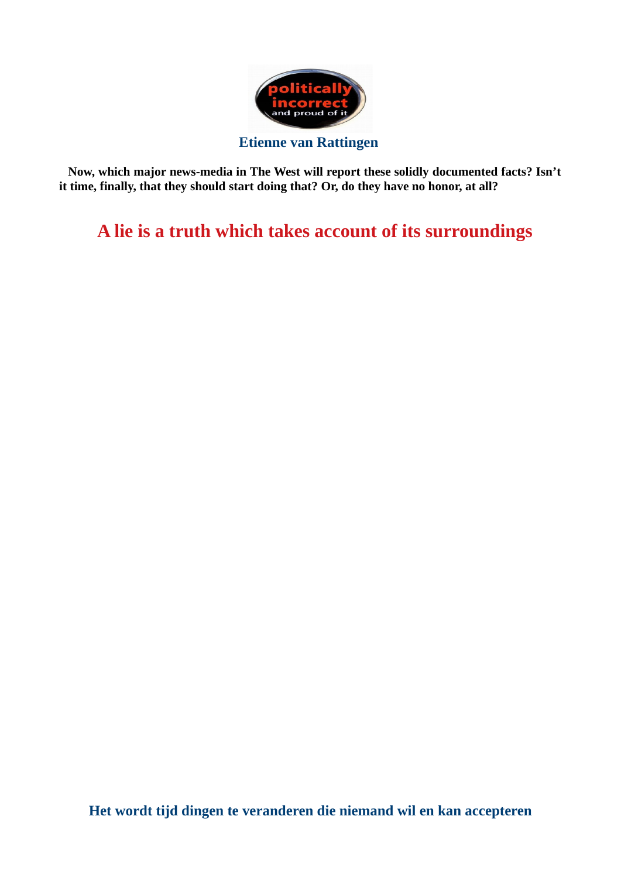politically incorrect and proud of it

**Etienne van Rattingen**

**Now, which major news-media in The West will report these solidly documented facts? Isn't it time, finally, that they should start doing that? Or, do they have no honor, at all?**

## A lie is a truth which takes account of its surroundings

**Het wordt tijd dingen te veranderen die niemand wil en kan accepteren**